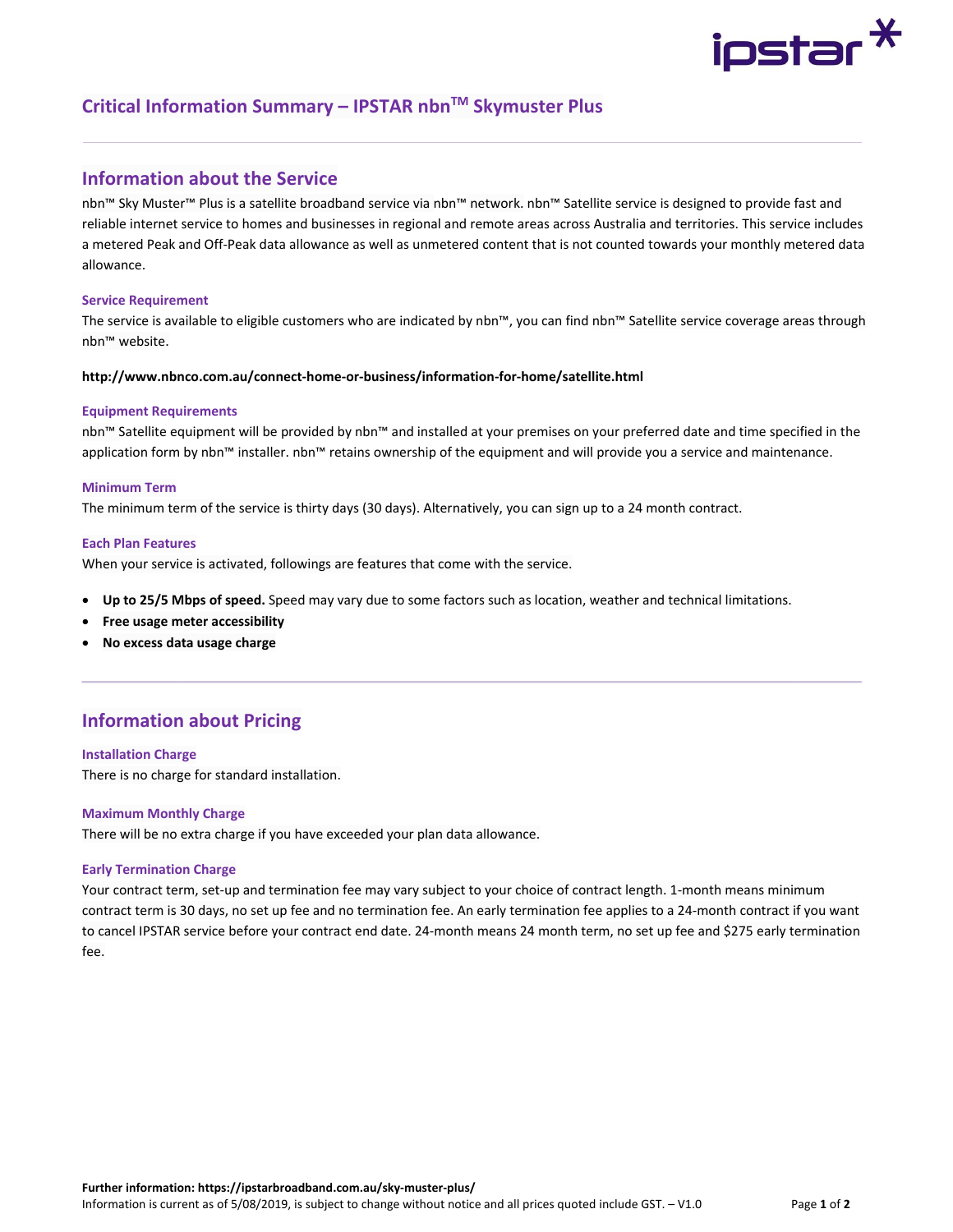# Critical Information Summary – IPSTAR nbn™ Skymuster Plus

## Information about the Service

nbn™ Sky Muster™ Plus is a satellite broadband service via nbn™ network. nbn™ Satellite service is designed to provide fast and reliable internet service to homes and businesses in regional and remote areas across Australia and territories. This service includes a metered Peak and Off-Peak data allowance as well as unmetered content that is not counted towards your monthly metered data allowance.

### Service Requirement

The service is available to eligible customers who are indicated by nbn™, you can find nbn™ Satellite service coverage areas through nbn™ website.

**http://www.nbnco.com.au/connect-home-or-business/information-for-home/satellite.html**

### Equipment Requirements

nbn™ Satellite equipment will be provided by nbn™ and installed at your premises on your preferred date and time specified in the application form by nbn™ installer. nbn™ retains ownership of the equipment and will provide you a service and maintenance.

### Minimum Term

The minimum term of the service is thirty days (30 days). Alternatively, you can sign up to a 24 month contract.

### Each Plan Features

When your service is activated, followings are features that come with the service.

- **Up to 25/5 Mbps of speed.** Speed may vary due to some factors such as location, weather and technical limitations.
- **Free usage meter accessibility**
- **No excess data usage charge**

## Information about Pricing

### Installation Charge

There is no charge for standard installation.

### Maximum Monthly Charge

There will be no extra charge if you have exceeded your plan data allowance.

### Early Termination Charge

Your contract term, set-up and termination fee may vary subject to your choice of contract length. 1-month means minimum contract term is 30 days, no set up fee and no termination fee. An early termination fee applies to a 24-month contract if you want to cancel IPSTAR service before your contract end date. 24-month means 24 month term, no set up fee and $275 early termination fee.

**Further information: https://ipstarbroadband.com.au/sky-muster-plus/**

Information is current as of 5/08/2019, is subject to change without notice and all prices quoted include GST. – V1.0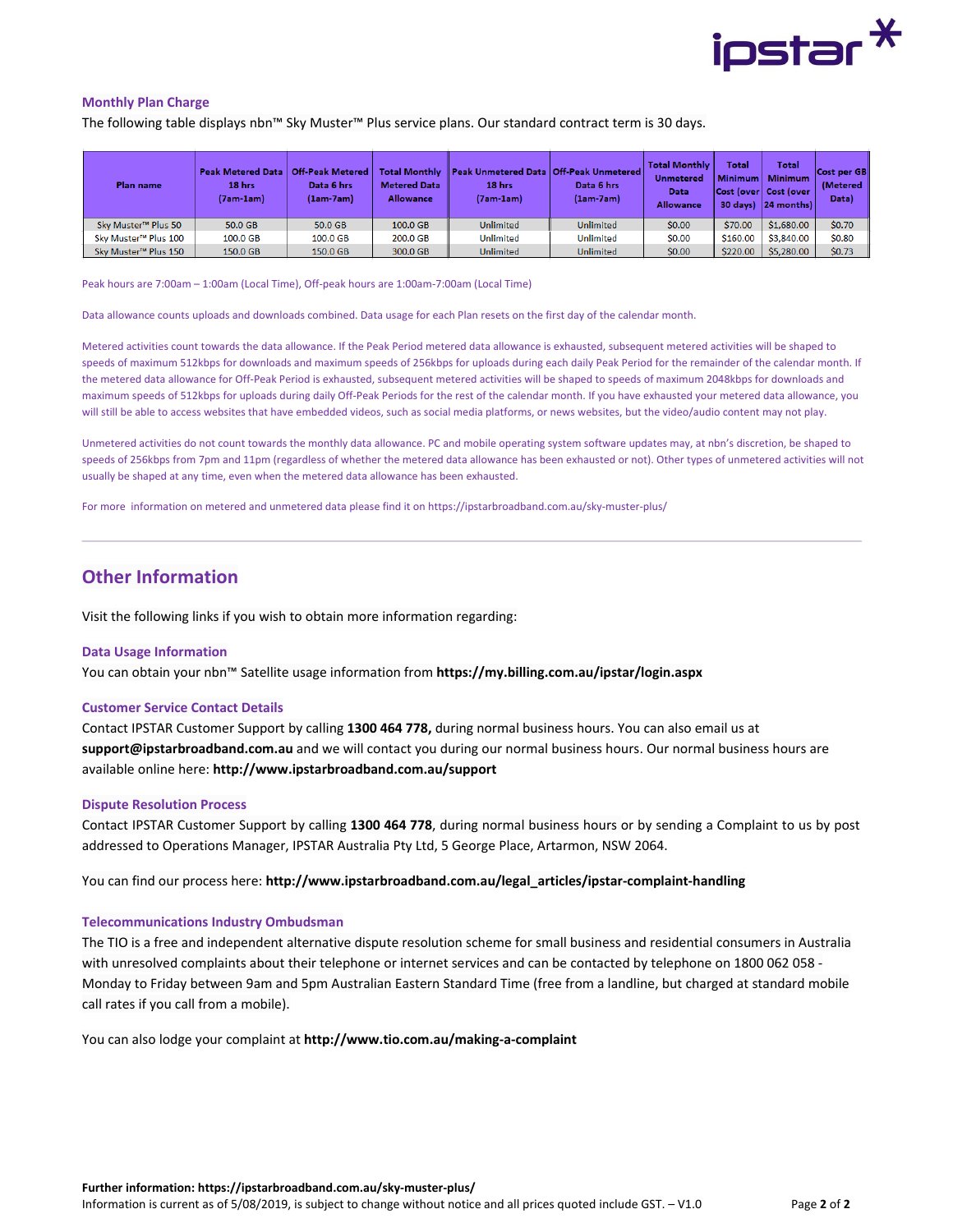### Monthly Plan Charge

The following table displays nbn™ Sky Muster™ Plus service plans. Our standard contract term is 30 days.

| Plan name | Peak Metered Data 18 hrs (7am-1am) | Off-Peak Metered Data 6 hrs (1am-7am) | Total Monthly Metered Data Allowance | Peak Unmetered Data 18 hrs (7am-1am) | Off-Peak Unmetered Data 6 hrs (1am-7am) | Total Monthly Unmetered Data Allowance | Total Minimum Cost (over 30 days) | Total Minimum Cost (over 24 months) | Cost per GB (Metered Data) |
|---|---|---|---|---|---|---|---|---|---|
| Sky Muster™ Plus 50 | 50.0 GB | 50.0 GB | 100.0 GB | Unlimited | Unlimited | $0.00 | $70.00 | $1,680.00 | $0.70 |
| Sky Muster™ Plus 100 | 100.0 GB | 100.0 GB | 200.0 GB | Unlimited | Unlimited | $0.00 | $160.00 | $3,840.00 | $0.80 |
| Sky Muster™ Plus 150 | 150.0 GB | 150.0 GB | 300.0 GB | Unlimited | Unlimited | $0.00 | $220.00 | $5,280.00 | $0.73 |

Peak hours are 7:00am – 1:00am (Local Time), Off-peak hours are 1:00am-7:00am (Local Time)

Data allowance counts uploads and downloads combined. Data usage for each Plan resets on the first day of the calendar month.

Metered activities count towards the data allowance. If the Peak Period metered data allowance is exhausted, subsequent metered activities will be shaped to speeds of maximum 512kbps for downloads and maximum speeds of 256kbps for uploads during each daily Peak Period for the remainder of the calendar month. If the metered data allowance for Off-Peak Period is exhausted, subsequent metered activities will be shaped to speeds of maximum 2048kbps for downloads and maximum speeds of 512kbps for uploads during daily Off-Peak Periods for the rest of the calendar month. If you have exhausted your metered data allowance, you will still be able to access websites that have embedded videos, such as social media platforms, or news websites, but the video/audio content may not play.

Unmetered activities do not count towards the monthly data allowance. PC and mobile operating system software updates may, at nbn's discretion, be shaped to speeds of 256kbps from 7pm and 11pm (regardless of whether the metered data allowance has been exhausted or not). Other types of unmetered activities will not usually be shaped at any time, even when the metered data allowance has been exhausted.

For more information on metered and unmetered data please find it on https://ipstarbroadband.com.au/sky-muster-plus/

---

## Other Information

Visit the following links if you wish to obtain more information regarding:

### Data Usage Information

You can obtain your nbn™ Satellite usage information from **https://my.billing.com.au/ipstar/login.aspx**

### Customer Service Contact Details

Contact IPSTAR Customer Support by calling **1300 464 778,** during normal business hours. You can also email us at **support@ipstarbroadband.com.au** and we will contact you during our normal business hours. Our normal business hours are available online here: **http://www.ipstarbroadband.com.au/support**

### Dispute Resolution Process

Contact IPSTAR Customer Support by calling **1300 464 778**, during normal business hours or by sending a Complaint to us by post addressed to Operations Manager, IPSTAR Australia Pty Ltd, 5 George Place, Artarmon, NSW 2064.

You can find our process here: **http://www.ipstarbroadband.com.au/legal_articles/ipstar-complaint-handling**

### Telecommunications Industry Ombudsman

The TIO is a free and independent alternative dispute resolution scheme for small business and residential consumers in Australia with unresolved complaints about their telephone or internet services and can be contacted by telephone on 1800 062 058 - Monday to Friday between 9am and 5pm Australian Eastern Standard Time (free from a landline, but charged at standard mobile call rates if you call from a mobile).

You can also lodge your complaint at **http://www.tio.com.au/making-a-complaint**

**Further information: https://ipstarbroadband.com.au/sky-muster-plus/**

Information is current as of 5/08/2019, is subject to change without notice and all prices quoted include GST. – V1.0